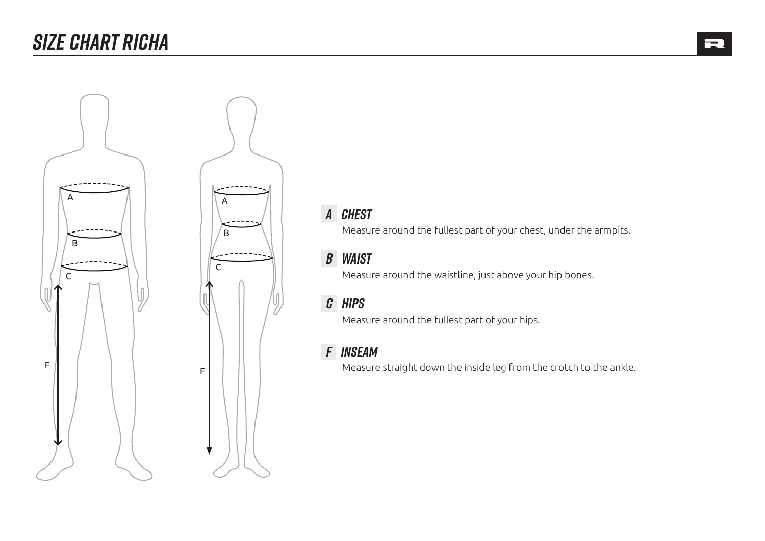# SIZE CHART RICHA

### A CHEST

Measure around the fullest part of your chest, under the armpits.

### B WAIST

Measure around the waistline, just above your hip bones.

### C HIPS

Measure around the fullest part of your hips.

### F INSEAM

Measure straight down the inside leg from the crotch to the ankle.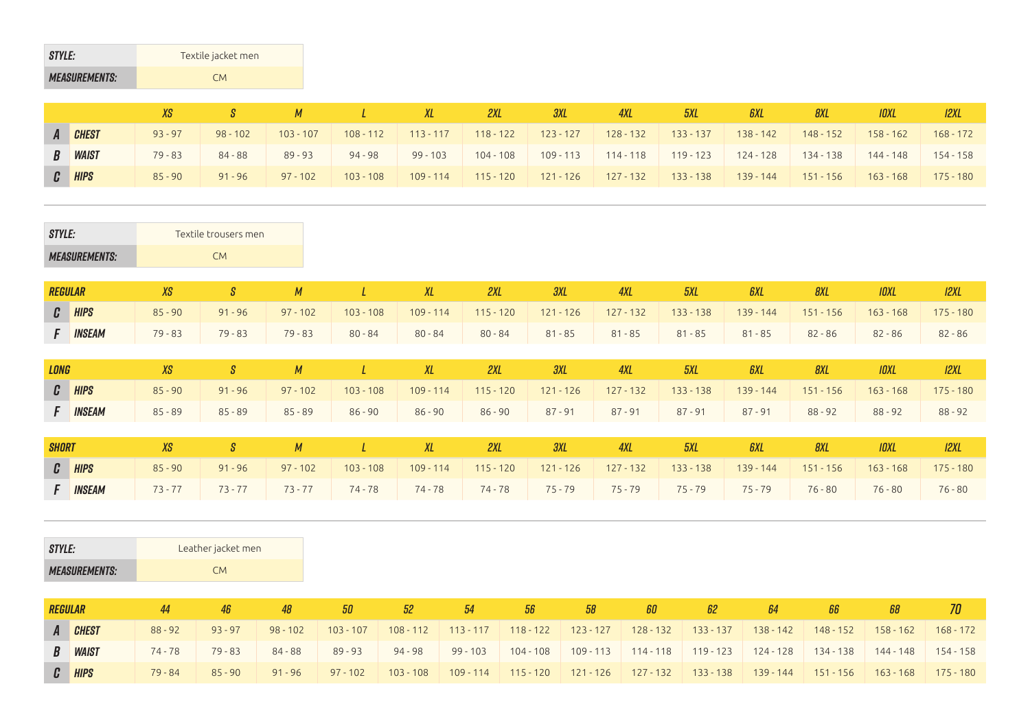| STYLE: | Textile jacket men |
| --- | --- |
| MEASUREMENTS: | CM |

| | | XS | S | M | L | XL | 2XL | 3XL | 4XL | 5XL | 6XL | 8XL | 10XL | 12XL |
| --- | --- | --- | --- | --- | --- | --- | --- | --- | --- | --- | --- | --- | --- | --- |
| A | CHEST | 93 - 97 | 98 - 102 | 103 - 107 | 108 - 112 | 113 - 117 | 118 - 122 | 123 - 127 | 128 - 132 | 133 - 137 | 138 - 142 | 148 - 152 | 158 - 162 | 168 - 172 |
| B | WAIST | 79 - 83 | 84 - 88 | 89 - 93 | 94 - 98 | 99 - 103 | 104 - 108 | 109 - 113 | 114 - 118 | 119 - 123 | 124 - 128 | 134 - 138 | 144 - 148 | 154 - 158 |
| C | HIPS | 85 - 90 | 91 - 96 | 97 - 102 | 103 - 108 | 109 - 114 | 115 - 120 | 121 - 126 | 127 - 132 | 133 - 138 | 139 - 144 | 151 - 156 | 163 - 168 | 175 - 180 |

| STYLE: | Textile trousers men |
| --- | --- |
| MEASUREMENTS: | CM |

| REGULAR | | XS | S | M | L | XL | 2XL | 3XL | 4XL | 5XL | 6XL | 8XL | 10XL | 12XL |
| --- | --- | --- | --- | --- | --- | --- | --- | --- | --- | --- | --- | --- | --- | --- |
| C | HIPS | 85 - 90 | 91 - 96 | 97 - 102 | 103 - 108 | 109 - 114 | 115 - 120 | 121 - 126 | 127 - 132 | 133 - 138 | 139 - 144 | 151 - 156 | 163 - 168 | 175 - 180 |
| F | INSEAM | 79 - 83 | 79 - 83 | 79 - 83 | 80 - 84 | 80 - 84 | 80 - 84 | 81 - 85 | 81 - 85 | 81 - 85 | 81 - 85 | 82 - 86 | 82 - 86 | 82 - 86 |

| LONG | | XS | S | M | L | XL | 2XL | 3XL | 4XL | 5XL | 6XL | 8XL | 10XL | 12XL |
| --- | --- | --- | --- | --- | --- | --- | --- | --- | --- | --- | --- | --- | --- | --- |
| C | HIPS | 85 - 90 | 91 - 96 | 97 - 102 | 103 - 108 | 109 - 114 | 115 - 120 | 121 - 126 | 127 - 132 | 133 - 138 | 139 - 144 | 151 - 156 | 163 - 168 | 175 - 180 |
| F | INSEAM | 85 - 89 | 85 - 89 | 85 - 89 | 86 - 90 | 86 - 90 | 86 - 90 | 87 - 91 | 87 - 91 | 87 - 91 | 87 - 91 | 88 - 92 | 88 - 92 | 88 - 92 |

| SHORT | | XS | S | M | L | XL | 2XL | 3XL | 4XL | 5XL | 6XL | 8XL | 10XL | 12XL |
| --- | --- | --- | --- | --- | --- | --- | --- | --- | --- | --- | --- | --- | --- | --- |
| C | HIPS | 85 - 90 | 91 - 96 | 97 - 102 | 103 - 108 | 109 - 114 | 115 - 120 | 121 - 126 | 127 - 132 | 133 - 138 | 139 - 144 | 151 - 156 | 163 - 168 | 175 - 180 |
| F | INSEAM | 73 - 77 | 73 - 77 | 73 - 77 | 74 - 78 | 74 - 78 | 74 - 78 | 75 - 79 | 75 - 79 | 75 - 79 | 75 - 79 | 76 - 80 | 76 - 80 | 76 - 80 |

| STYLE: | Leather jacket men |
| --- | --- |
| MEASUREMENTS: | CM |

| REGULAR | | 44 | 46 | 48 | 50 | 52 | 54 | 56 | 58 | 60 | 62 | 64 | 66 | 68 | 70 |
| --- | --- | --- | --- | --- | --- | --- | --- | --- | --- | --- | --- | --- | --- | --- | --- |
| A | CHEST | 88 - 92 | 93 - 97 | 98 - 102 | 103 - 107 | 108 - 112 | 113 - 117 | 118 - 122 | 123 - 127 | 128 - 132 | 133 - 137 | 138 - 142 | 148 - 152 | 158 - 162 | 168 - 172 |
| B | WAIST | 74 - 78 | 79 - 83 | 84 - 88 | 89 - 93 | 94 - 98 | 99 - 103 | 104 - 108 | 109 - 113 | 114 - 118 | 119 - 123 | 124 - 128 | 134 - 138 | 144 - 148 | 154 - 158 |
| C | HIPS | 79 - 84 | 85 - 90 | 91 - 96 | 97 - 102 | 103 - 108 | 109 - 114 | 115 - 120 | 121 - 126 | 127 - 132 | 133 - 138 | 139 - 144 | 151 - 156 | 163 - 168 | 175 - 180 |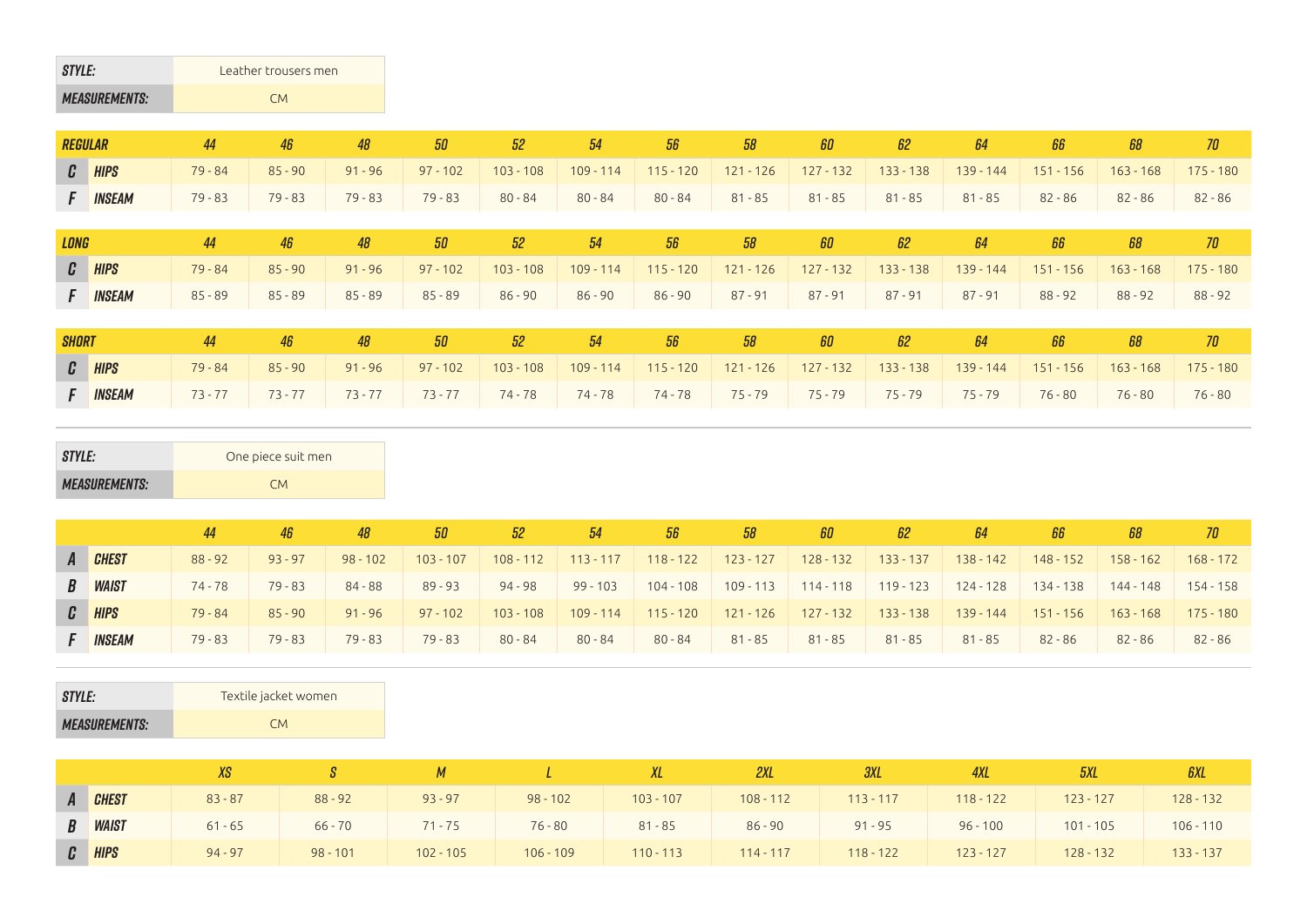| STYLE: | Leather trousers men |
|---|---|
| MEASUREMENTS: | CM |

| REGULAR | | 44 | 46 | 48 | 50 | 52 | 54 | 56 | 58 | 60 | 62 | 64 | 66 | 68 | 70 |
|---|---|---|---|---|---|---|---|---|---|---|---|---|---|---|---|
| C | HIPS | 79 - 84 | 85 - 90 | 91 - 96 | 97 - 102 | 103 - 108 | 109 - 114 | 115 - 120 | 121 - 126 | 127 - 132 | 133 - 138 | 139 - 144 | 151 - 156 | 163 - 168 | 175 - 180 |
| F | INSEAM | 79 - 83 | 79 - 83 | 79 - 83 | 79 - 83 | 80 - 84 | 80 - 84 | 80 - 84 | 81 - 85 | 81 - 85 | 81 - 85 | 81 - 85 | 82 - 86 | 82 - 86 | 82 - 86 |

| LONG | | 44 | 46 | 48 | 50 | 52 | 54 | 56 | 58 | 60 | 62 | 64 | 66 | 68 | 70 |
|---|---|---|---|---|---|---|---|---|---|---|---|---|---|---|---|
| C | HIPS | 79 - 84 | 85 - 90 | 91 - 96 | 97 - 102 | 103 - 108 | 109 - 114 | 115 - 120 | 121 - 126 | 127 - 132 | 133 - 138 | 139 - 144 | 151 - 156 | 163 - 168 | 175 - 180 |
| F | INSEAM | 85 - 89 | 85 - 89 | 85 - 89 | 85 - 89 | 86 - 90 | 86 - 90 | 86 - 90 | 87 - 91 | 87 - 91 | 87 - 91 | 87 - 91 | 88 - 92 | 88 - 92 | 88 - 92 |

| SHORT | | 44 | 46 | 48 | 50 | 52 | 54 | 56 | 58 | 60 | 62 | 64 | 66 | 68 | 70 |
|---|---|---|---|---|---|---|---|---|---|---|---|---|---|---|---|
| C | HIPS | 79 - 84 | 85 - 90 | 91 - 96 | 97 - 102 | 103 - 108 | 109 - 114 | 115 - 120 | 121 - 126 | 127 - 132 | 133 - 138 | 139 - 144 | 151 - 156 | 163 - 168 | 175 - 180 |
| F | INSEAM | 73 - 77 | 73 - 77 | 73 - 77 | 73 - 77 | 74 - 78 | 74 - 78 | 74 - 78 | 75 - 79 | 75 - 79 | 75 - 79 | 75 - 79 | 76 - 80 | 76 - 80 | 76 - 80 |

| STYLE: | One piece suit men |
|---|---|
| MEASUREMENTS: | CM |

| | | 44 | 46 | 48 | 50 | 52 | 54 | 56 | 58 | 60 | 62 | 64 | 66 | 68 | 70 |
|---|---|---|---|---|---|---|---|---|---|---|---|---|---|---|---|
| A | CHEST | 88 - 92 | 93 - 97 | 98 - 102 | 103 - 107 | 108 - 112 | 113 - 117 | 118 - 122 | 123 - 127 | 128 - 132 | 133 - 137 | 138 - 142 | 148 - 152 | 158 - 162 | 168 - 172 |
| B | WAIST | 74 - 78 | 79 - 83 | 84 - 88 | 89 - 93 | 94 - 98 | 99 - 103 | 104 - 108 | 109 - 113 | 114 - 118 | 119 - 123 | 124 - 128 | 134 - 138 | 144 - 148 | 154 - 158 |
| C | HIPS | 79 - 84 | 85 - 90 | 91 - 96 | 97 - 102 | 103 - 108 | 109 - 114 | 115 - 120 | 121 - 126 | 127 - 132 | 133 - 138 | 139 - 144 | 151 - 156 | 163 - 168 | 175 - 180 |
| F | INSEAM | 79 - 83 | 79 - 83 | 79 - 83 | 79 - 83 | 80 - 84 | 80 - 84 | 80 - 84 | 81 - 85 | 81 - 85 | 81 - 85 | 81 - 85 | 82 - 86 | 82 - 86 | 82 - 86 |

| STYLE: | Textile jacket women |
|---|---|
| MEASUREMENTS: | CM |

| | | XS | S | M | L | XL | 2XL | 3XL | 4XL | 5XL | 6XL |
|---|---|---|---|---|---|---|---|---|---|---|---|
| A | CHEST | 83 - 87 | 88 - 92 | 93 - 97 | 98 - 102 | 103 - 107 | 108 - 112 | 113 - 117 | 118 - 122 | 123 - 127 | 128 - 132 |
| B | WAIST | 61 - 65 | 66 - 70 | 71 - 75 | 76 - 80 | 81 - 85 | 86 - 90 | 91 - 95 | 96 - 100 | 101 - 105 | 106 - 110 |
| C | HIPS | 94 - 97 | 98 - 101 | 102 - 105 | 106 - 109 | 110 - 113 | 114 - 117 | 118 - 122 | 123 - 127 | 128 - 132 | 133 - 137 |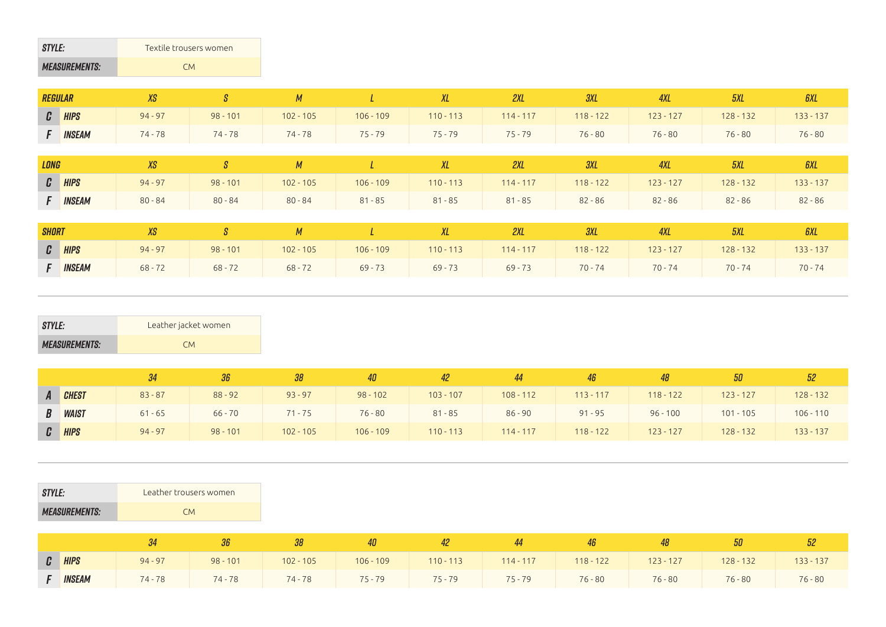| STYLE: | Textile trousers women |
|---|---|
| MEASUREMENTS: | CM |

| REGULAR | | XS | S | M | L | XL | 2XL | 3XL | 4XL | 5XL | 6XL |
|---|---|---|---|---|---|---|---|---|---|---|---|
| C | HIPS | 94 - 97 | 98 - 101 | 102 - 105 | 106 - 109 | 110 - 113 | 114 - 117 | 118 - 122 | 123 - 127 | 128 - 132 | 133 - 137 |
| F | INSEAM | 74 - 78 | 74 - 78 | 74 - 78 | 75 - 79 | 75 - 79 | 75 - 79 | 76 - 80 | 76 - 80 | 76 - 80 | 76 - 80 |

| LONG | | XS | S | M | L | XL | 2XL | 3XL | 4XL | 5XL | 6XL |
|---|---|---|---|---|---|---|---|---|---|---|---|
| C | HIPS | 94 - 97 | 98 - 101 | 102 - 105 | 106 - 109 | 110 - 113 | 114 - 117 | 118 - 122 | 123 - 127 | 128 - 132 | 133 - 137 |
| F | INSEAM | 80 - 84 | 80 - 84 | 80 - 84 | 81 - 85 | 81 - 85 | 81 - 85 | 82 - 86 | 82 - 86 | 82 - 86 | 82 - 86 |

| SHORT | | XS | S | M | L | XL | 2XL | 3XL | 4XL | 5XL | 6XL |
|---|---|---|---|---|---|---|---|---|---|---|---|
| C | HIPS | 94 - 97 | 98 - 101 | 102 - 105 | 106 - 109 | 110 - 113 | 114 - 117 | 118 - 122 | 123 - 127 | 128 - 132 | 133 - 137 |
| F | INSEAM | 68 - 72 | 68 - 72 | 68 - 72 | 69 - 73 | 69 - 73 | 69 - 73 | 70 - 74 | 70 - 74 | 70 - 74 | 70 - 74 |

| STYLE: | Leather jacket women |
|---|---|
| MEASUREMENTS: | CM |

| | | 34 | 36 | 38 | 40 | 42 | 44 | 46 | 48 | 50 | 52 |
|---|---|---|---|---|---|---|---|---|---|---|---|
| A | CHEST | 83 - 87 | 88 - 92 | 93 - 97 | 98 - 102 | 103 - 107 | 108 - 112 | 113 - 117 | 118 - 122 | 123 - 127 | 128 - 132 |
| B | WAIST | 61 - 65 | 66 - 70 | 71 - 75 | 76 - 80 | 81 - 85 | 86 - 90 | 91 - 95 | 96 - 100 | 101 - 105 | 106 - 110 |
| C | HIPS | 94 - 97 | 98 - 101 | 102 - 105 | 106 - 109 | 110 - 113 | 114 - 117 | 118 - 122 | 123 - 127 | 128 - 132 | 133 - 137 |

| STYLE: | Leather trousers women |
|---|---|
| MEASUREMENTS: | CM |

| | | 34 | 36 | 38 | 40 | 42 | 44 | 46 | 48 | 50 | 52 |
|---|---|---|---|---|---|---|---|---|---|---|---|
| C | HIPS | 94 - 97 | 98 - 101 | 102 - 105 | 106 - 109 | 110 - 113 | 114 - 117 | 118 - 122 | 123 - 127 | 128 - 132 | 133 - 137 |
| F | INSEAM | 74 - 78 | 74 - 78 | 74 - 78 | 75 - 79 | 75 - 79 | 75 - 79 | 76 - 80 | 76 - 80 | 76 - 80 | 76 - 80 |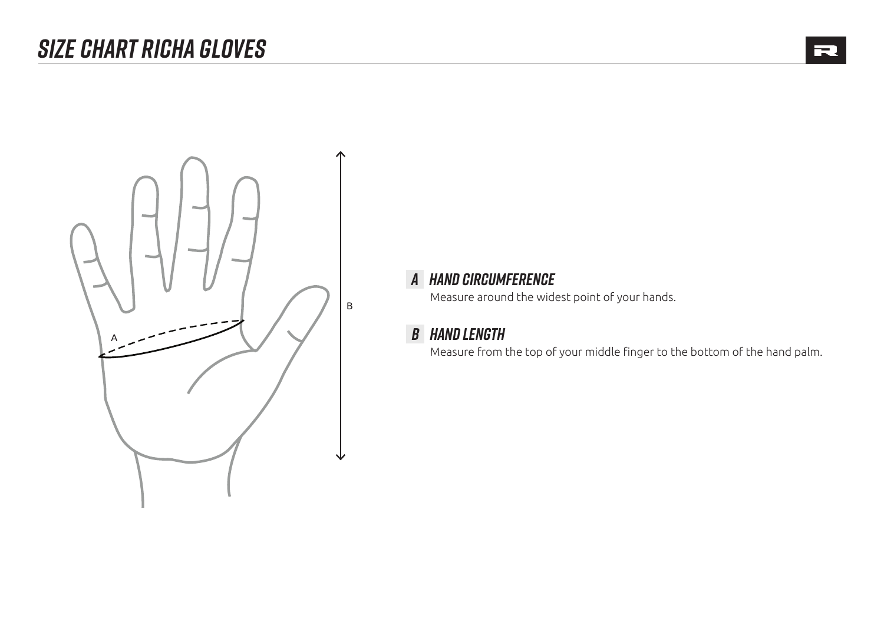# SIZE CHART RICHA GLOVES

### *A* HAND CIRCUMFERENCE

Measure around the widest point of your hands.

### *B* HAND LENGTH

Measure from the top of your middle finger to the bottom of the hand palm.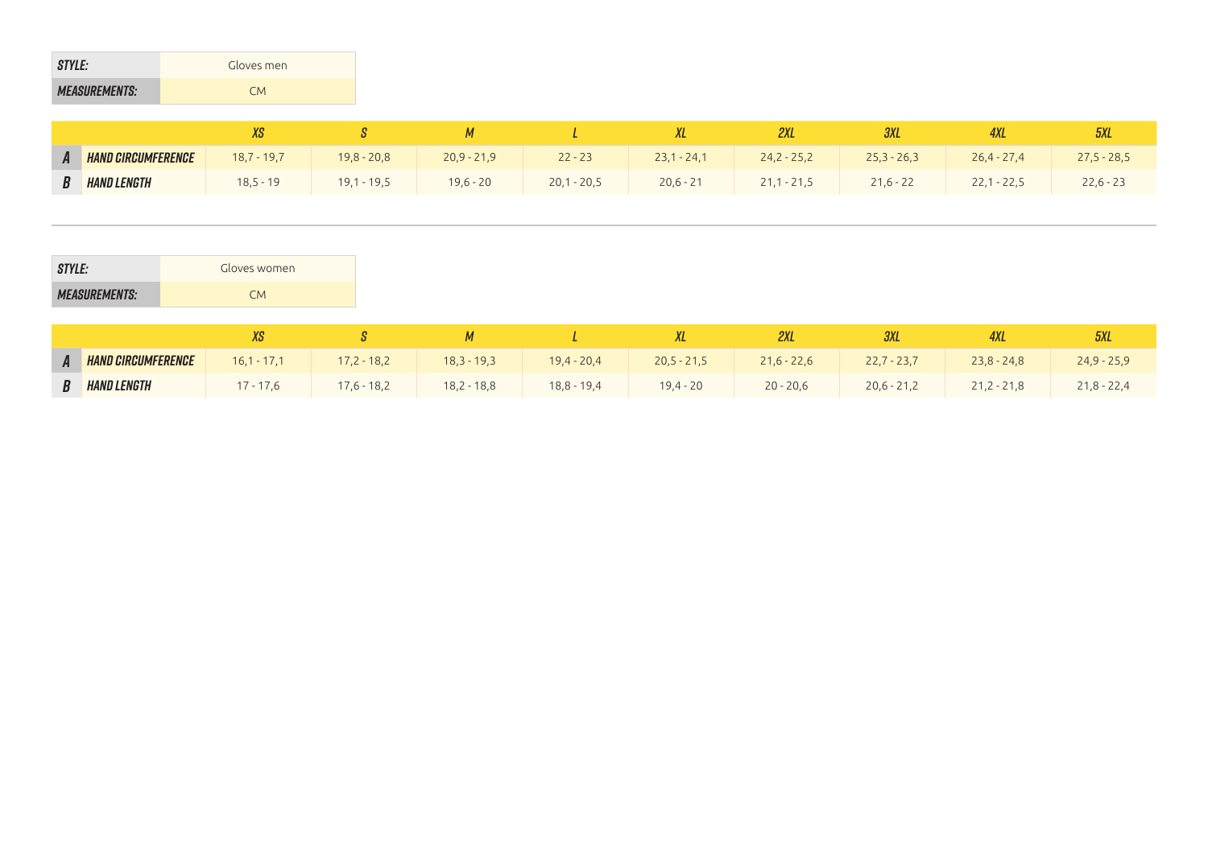| | |
|---|---|
| **STYLE:** | Gloves men |
| **MEASUREMENTS:** | CM |

| | | XS | S | M | L | XL | 2XL | 3XL | 4XL | 5XL |
|---|---|---|---|---|---|---|---|---|---|---|
| **A** | **HAND CIRCUMFERENCE** | 18,7 - 19,7 | 19,8 - 20,8 | 20,9 - 21,9 | 22 - 23 | 23,1 - 24,1 | 24,2 - 25,2 | 25,3 - 26,3 | 26,4 - 27,4 | 27,5 - 28,5 |
| **B** | **HAND LENGTH** | 18,5 - 19 | 19,1 - 19,5 | 19,6 - 20 | 20,1 - 20,5 | 20,6 - 21 | 21,1 - 21,5 | 21,6 - 22 | 22,1 - 22,5 | 22,6 - 23 |

---

| | |
|---|---|
| **STYLE:** | Gloves women |
| **MEASUREMENTS:** | CM |

| | | XS | S | M | L | XL | 2XL | 3XL | 4XL | 5XL |
|---|---|---|---|---|---|---|---|---|---|---|
| **A** | **HAND CIRCUMFERENCE** | 16,1 - 17,1 | 17,2 - 18,2 | 18,3 - 19,3 | 19,4 - 20,4 | 20,5 - 21,5 | 21,6 - 22,6 | 22,7 - 23,7 | 23,8 - 24,8 | 24,9 - 25,9 |
| **B** | **HAND LENGTH** | 17 - 17,6 | 17,6 - 18,2 | 18,2 - 18,8 | 18,8 - 19,4 | 19,4 - 20 | 20 - 20,6 | 20,6 - 21,2 | 21,2 - 21,8 | 21,8 - 22,4 |